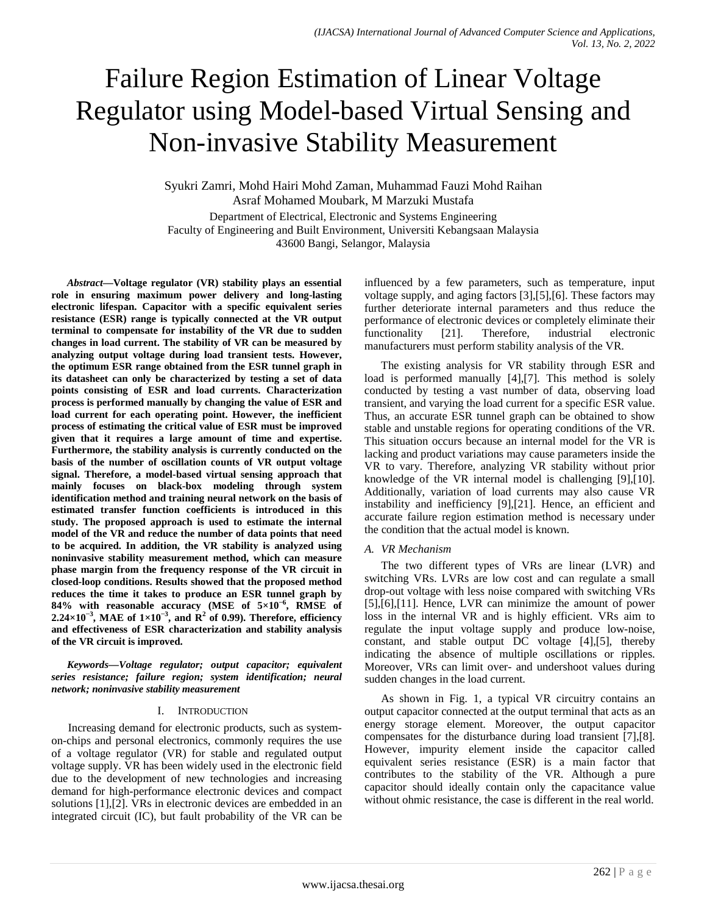# Failure Region Estimation of Linear Voltage Regulator using Model-based Virtual Sensing and Non-invasive Stability Measurement

Syukri Zamri, Mohd Hairi Mohd Zaman, Muhammad Fauzi Mohd Raihan
Asraf Mohamed Moubark, M Marzuki Mustafa

Department of Electrical, Electronic and Systems Engineering
Faculty of Engineering and Built Environment, Universiti Kebangsaan Malaysia
43600 Bangi, Selangor, Malaysia

***Abstract*—Voltage regulator (VR) stability plays an essential role in ensuring maximum power delivery and long-lasting electronic lifespan. Capacitor with a specific equivalent series resistance (ESR) range is typically connected at the VR output terminal to compensate for instability of the VR due to sudden changes in load current. The stability of VR can be measured by analyzing output voltage during load transient tests. However, the optimum ESR range obtained from the ESR tunnel graph in its datasheet can only be characterized by testing a set of data points consisting of ESR and load currents. Characterization process is performed manually by changing the value of ESR and load current for each operating point. However, the inefficient process of estimating the critical value of ESR must be improved given that it requires a large amount of time and expertise. Furthermore, the stability analysis is currently conducted on the basis of the number of oscillation counts of VR output voltage signal. Therefore, a model-based virtual sensing approach that mainly focuses on black-box modeling through system identification method and training neural network on the basis of estimated transfer function coefficients is introduced in this study. The proposed approach is used to estimate the internal model of the VR and reduce the number of data points that need to be acquired. In addition, the VR stability is analyzed using noninvasive stability measurement method, which can measure phase margin from the frequency response of the VR circuit in closed-loop conditions. Results showed that the proposed method reduces the time it takes to produce an ESR tunnel graph by 84% with reasonable accuracy (MSE of $5\times10^{-6}$, RMSE of $2.24\times10^{-3}$, MAE of $1\times10^{-3}$, and $R^2$ of 0.99). Therefore, efficiency and effectiveness of ESR characterization and stability analysis of the VR circuit is improved.**

***Keywords*—Voltage regulator; output capacitor; equivalent series resistance; failure region; system identification; neural network; noninvasive stability measurement**

## I. Introduction

Increasing demand for electronic products, such as system-on-chips and personal electronics, commonly requires the use of a voltage regulator (VR) for stable and regulated output voltage supply. VR has been widely used in the electronic field due to the development of new technologies and increasing demand for high-performance electronic devices and compact solutions [1],[2]. VRs in electronic devices are embedded in an integrated circuit (IC), but fault probability of the VR can be influenced by a few parameters, such as temperature, input voltage supply, and aging factors [3],[5],[6]. These factors may further deteriorate internal parameters and thus reduce the performance of electronic devices or completely eliminate their functionality [21]. Therefore, industrial electronic manufacturers must perform stability analysis of the VR.

The existing analysis for VR stability through ESR and load is performed manually [4],[7]. This method is solely conducted by testing a vast number of data, observing load transient, and varying the load current for a specific ESR value. Thus, an accurate ESR tunnel graph can be obtained to show stable and unstable regions for operating conditions of the VR. This situation occurs because an internal model for the VR is lacking and product variations may cause parameters inside the VR to vary. Therefore, analyzing VR stability without prior knowledge of the VR internal model is challenging [9],[10]. Additionally, variation of load currents may also cause VR instability and inefficiency [9],[21]. Hence, an efficient and accurate failure region estimation method is necessary under the condition that the actual model is known.

### A. VR Mechanism

The two different types of VRs are linear (LVR) and switching VRs. LVRs are low cost and can regulate a small drop-out voltage with less noise compared with switching VRs [5],[6],[11]. Hence, LVR can minimize the amount of power loss in the internal VR and is highly efficient. VRs aim to regulate the input voltage supply and produce low-noise, constant, and stable output DC voltage [4],[5], thereby indicating the absence of multiple oscillations or ripples. Moreover, VRs can limit over- and undershoot values during sudden changes in the load current.

As shown in Fig. 1, a typical VR circuitry contains an output capacitor connected at the output terminal that acts as an energy storage element. Moreover, the output capacitor compensates for the disturbance during load transient [7],[8]. However, impurity element inside the capacitor called equivalent series resistance (ESR) is a main factor that contributes to the stability of the VR. Although a pure capacitor should ideally contain only the capacitance value without ohmic resistance, the case is different in the real world.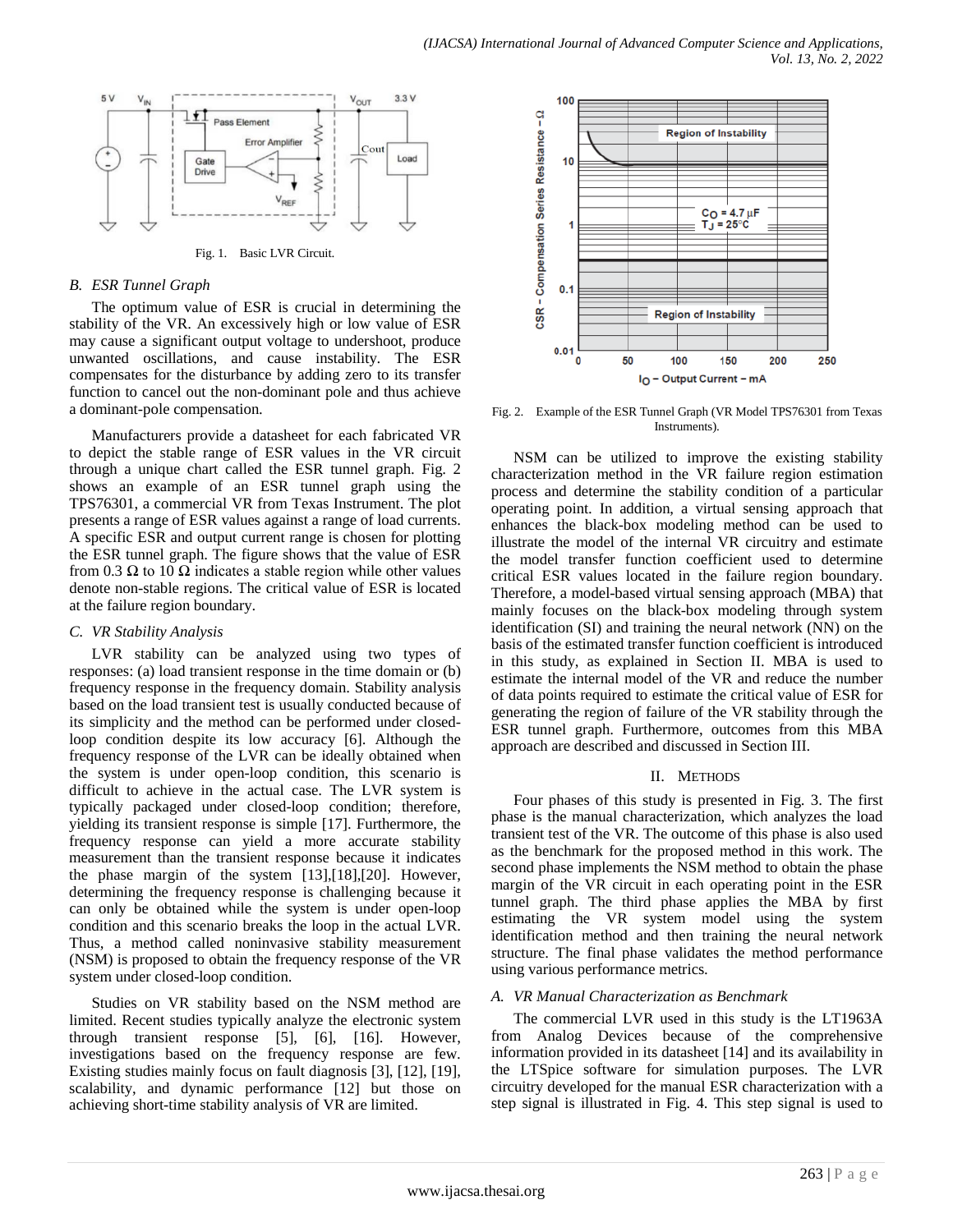Fig. 1. Basic LVR Circuit.

### B. ESR Tunnel Graph

The optimum value of ESR is crucial in determining the stability of the VR. An excessively high or low value of ESR may cause a significant output voltage to undershoot, produce unwanted oscillations, and cause instability. The ESR compensates for the disturbance by adding zero to its transfer function to cancel out the non-dominant pole and thus achieve a dominant-pole compensation.

Manufacturers provide a datasheet for each fabricated VR to depict the stable range of ESR values in the VR circuit through a unique chart called the ESR tunnel graph. Fig. 2 shows an example of an ESR tunnel graph using the TPS76301, a commercial VR from Texas Instrument. The plot presents a range of ESR values against a range of load currents. A specific ESR and output current range is chosen for plotting the ESR tunnel graph. The figure shows that the value of ESR from 0.3 Ω to 10 Ω indicates a stable region while other values denote non-stable regions. The critical value of ESR is located at the failure region boundary.

### C. VR Stability Analysis

LVR stability can be analyzed using two types of responses: (a) load transient response in the time domain or (b) frequency response in the frequency domain. Stability analysis based on the load transient test is usually conducted because of its simplicity and the method can be performed under closed-loop condition despite its low accuracy [6]. Although the frequency response of the LVR can be ideally obtained when the system is under open-loop condition, this scenario is difficult to achieve in the actual case. The LVR system is typically packaged under closed-loop condition; therefore, yielding its transient response is simple [17]. Furthermore, the frequency response can yield a more accurate stability measurement than the transient response because it indicates the phase margin of the system [13],[18],[20]. However, determining the frequency response is challenging because it can only be obtained while the system is under open-loop condition and this scenario breaks the loop in the actual LVR. Thus, a method called noninvasive stability measurement (NSM) is proposed to obtain the frequency response of the VR system under closed-loop condition.

Studies on VR stability based on the NSM method are limited. Recent studies typically analyze the electronic system through transient response [5], [6], [16]. However, investigations based on the frequency response are few. Existing studies mainly focus on fault diagnosis [3], [12], [19], scalability, and dynamic performance [12] but those on achieving short-time stability analysis of VR are limited.

Fig. 2. Example of the ESR Tunnel Graph (VR Model TPS76301 from Texas Instruments).

NSM can be utilized to improve the existing stability characterization method in the VR failure region estimation process and determine the stability condition of a particular operating point. In addition, a virtual sensing approach that enhances the black-box modeling method can be used to illustrate the model of the internal VR circuitry and estimate the model transfer function coefficient used to determine critical ESR values located in the failure region boundary. Therefore, a model-based virtual sensing approach (MBA) that mainly focuses on the black-box modeling through system identification (SI) and training the neural network (NN) on the basis of the estimated transfer function coefficient is introduced in this study, as explained in Section II. MBA is used to estimate the internal model of the VR and reduce the number of data points required to estimate the critical value of ESR for generating the region of failure of the VR stability through the ESR tunnel graph. Furthermore, outcomes from this MBA approach are described and discussed in Section III.

## II. Methods

Four phases of this study is presented in Fig. 3. The first phase is the manual characterization, which analyzes the load transient test of the VR. The outcome of this phase is also used as the benchmark for the proposed method in this work. The second phase implements the NSM method to obtain the phase margin of the VR circuit in each operating point in the ESR tunnel graph. The third phase applies the MBA by first estimating the VR system model using the system identification method and then training the neural network structure. The final phase validates the method performance using various performance metrics.

### A. VR Manual Characterization as Benchmark

The commercial LVR used in this study is the LT1963A from Analog Devices because of the comprehensive information provided in its datasheet [14] and its availability in the LTSpice software for simulation purposes. The LVR circuitry developed for the manual ESR characterization with a step signal is illustrated in Fig. 4. This step signal is used to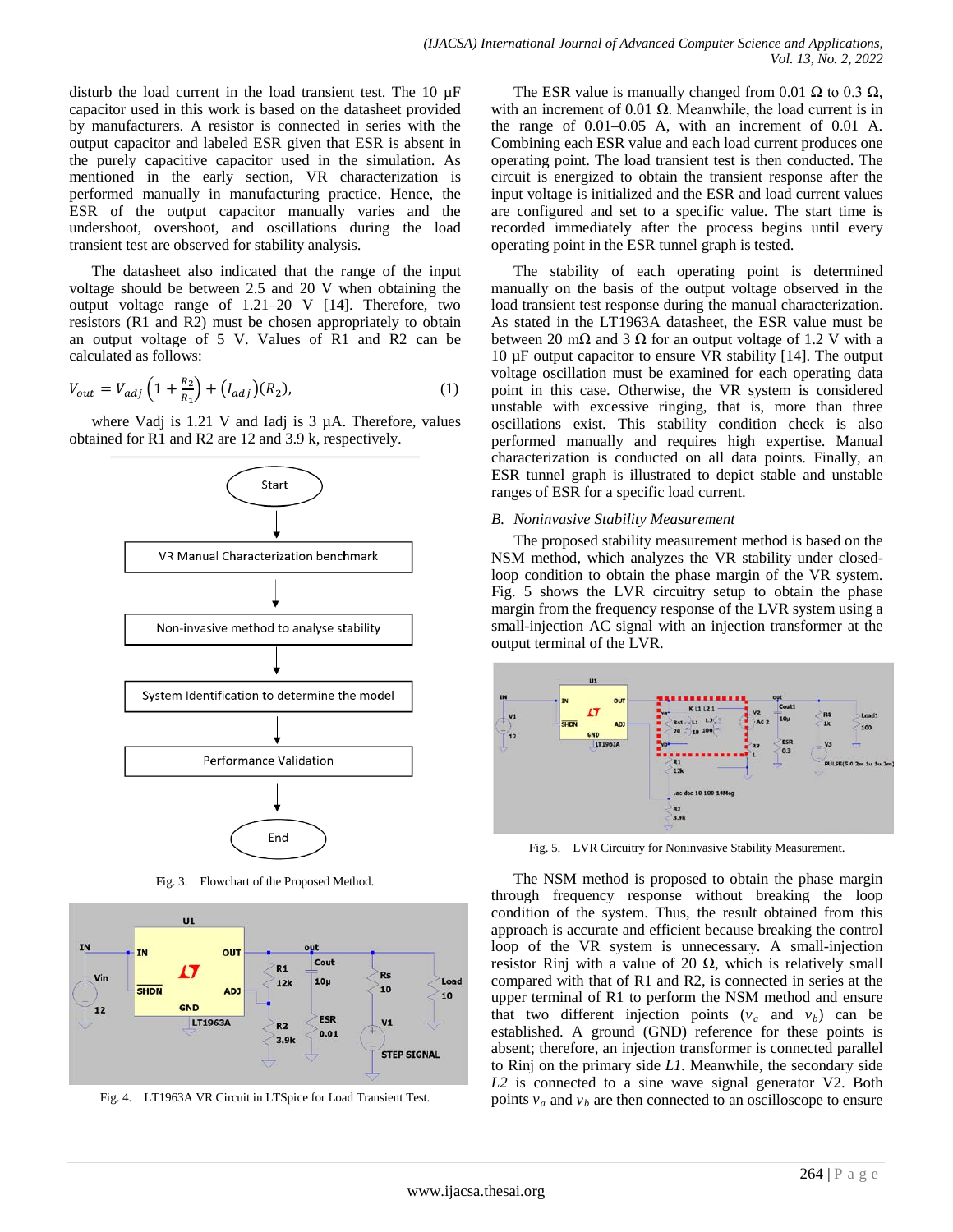disturb the load current in the load transient test. The 10 µF capacitor used in this work is based on the datasheet provided by manufacturers. A resistor is connected in series with the output capacitor and labeled ESR given that ESR is absent in the purely capacitive capacitor used in the simulation. As mentioned in the early section, VR characterization is performed manually in manufacturing practice. Hence, the ESR of the output capacitor manually varies and the undershoot, overshoot, and oscillations during the load transient test are observed for stability analysis.

The datasheet also indicated that the range of the input voltage should be between 2.5 and 20 V when obtaining the output voltage range of 1.21–20 V [14]. Therefore, two resistors (R1 and R2) must be chosen appropriately to obtain an output voltage of 5 V. Values of R1 and R2 can be calculated as follows:

$$V_{out} = V_{adj}\left(1 + \frac{R_2}{R_1}\right) + (I_{adj})(R_2), \tag{1}$$

where Vadj is 1.21 V and Iadj is 3 µA. Therefore, values obtained for R1 and R2 are 12 and 3.9 k, respectively.

Fig. 3. Flowchart of the Proposed Method.

Fig. 4. LT1963A VR Circuit in LTSpice for Load Transient Test.

The ESR value is manually changed from 0.01 Ω to 0.3 Ω, with an increment of 0.01 Ω. Meanwhile, the load current is in the range of 0.01–0.05 A, with an increment of 0.01 A. Combining each ESR value and each load current produces one operating point. The load transient test is then conducted. The circuit is energized to obtain the transient response after the input voltage is initialized and the ESR and load current values are configured and set to a specific value. The start time is recorded immediately after the process begins until every operating point in the ESR tunnel graph is tested.

The stability of each operating point is determined manually on the basis of the output voltage observed in the load transient test response during the manual characterization. As stated in the LT1963A datasheet, the ESR value must be between 20 mΩ and 3 Ω for an output voltage of 1.2 V with a 10 µF output capacitor to ensure VR stability [14]. The output voltage oscillation must be examined for each operating data point in this case. Otherwise, the VR system is considered unstable with excessive ringing, that is, more than three oscillations exist. This stability condition check is also performed manually and requires high expertise. Manual characterization is conducted on all data points. Finally, an ESR tunnel graph is illustrated to depict stable and unstable ranges of ESR for a specific load current.

### *B. Noninvasive Stability Measurement*

The proposed stability measurement method is based on the NSM method, which analyzes the VR stability under closed-loop condition to obtain the phase margin of the VR system. Fig. 5 shows the LVR circuitry setup to obtain the phase margin from the frequency response of the LVR system using a small-injection AC signal with an injection transformer at the output terminal of the LVR.

Fig. 5. LVR Circuitry for Noninvasive Stability Measurement.

The NSM method is proposed to obtain the phase margin through frequency response without breaking the loop condition of the system. Thus, the result obtained from this approach is accurate and efficient because breaking the control loop of the VR system is unnecessary. A small-injection resistor Rinj with a value of 20 Ω, which is relatively small compared with that of R1 and R2, is connected in series at the upper terminal of R1 to perform the NSM method and ensure that two different injection points ($v_a$ and $v_b$) can be established. A ground (GND) reference for these points is absent; therefore, an injection transformer is connected parallel to Rinj on the primary side *L1*. Meanwhile, the secondary side *L2* is connected to a sine wave signal generator V2. Both points $v_a$ and $v_b$ are then connected to an oscilloscope to ensure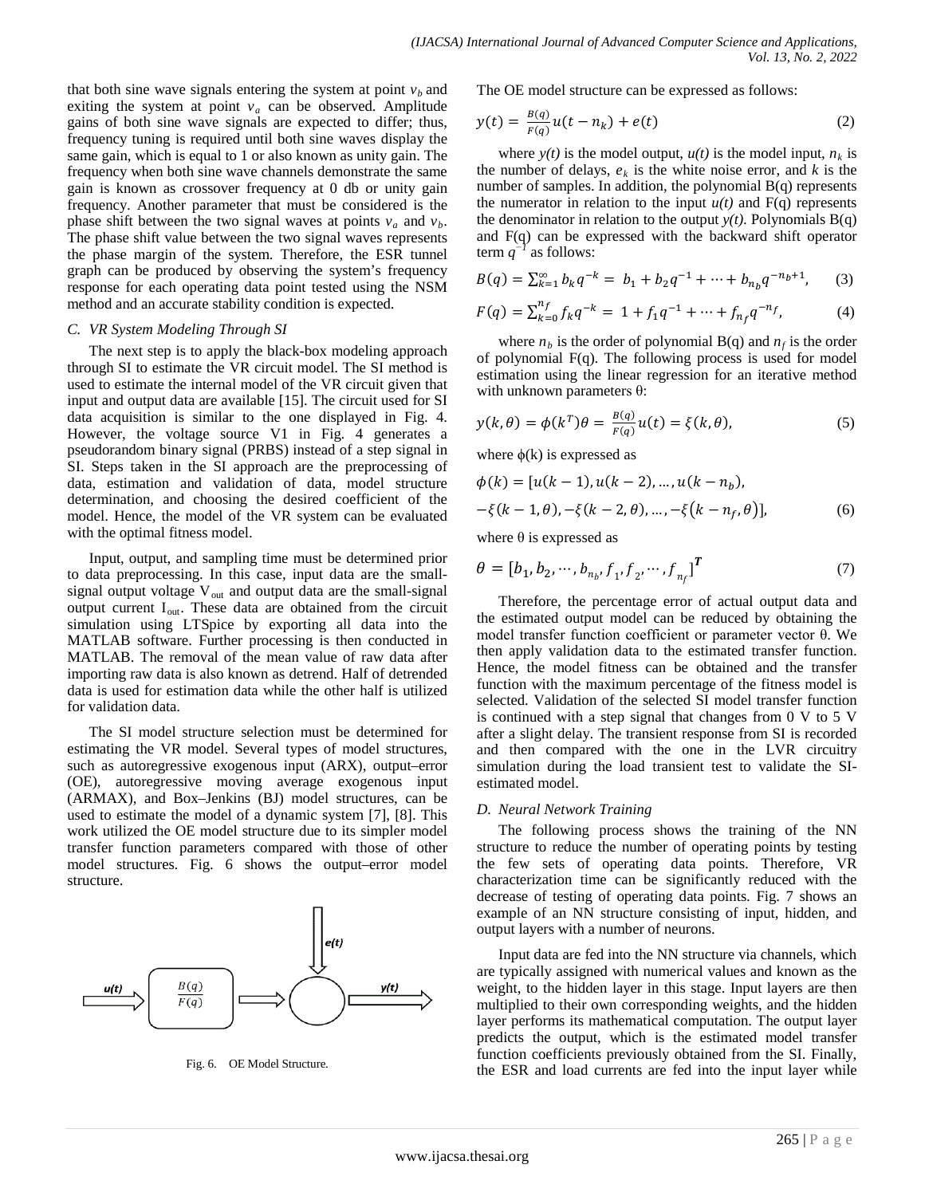that both sine wave signals entering the system at point $v_b$ and exiting the system at point $v_a$ can be observed. Amplitude gains of both sine wave signals are expected to differ; thus, frequency tuning is required until both sine waves display the same gain, which is equal to 1 or also known as unity gain. The frequency when both sine wave channels demonstrate the same gain is known as crossover frequency at 0 db or unity gain frequency. Another parameter that must be considered is the phase shift between the two signal waves at points $v_a$ and $v_b$. The phase shift value between the two signal waves represents the phase margin of the system. Therefore, the ESR tunnel graph can be produced by observing the system's frequency response for each operating data point tested using the NSM method and an accurate stability condition is expected.

### *C. VR System Modeling Through SI*

The next step is to apply the black-box modeling approach through SI to estimate the VR circuit model. The SI method is used to estimate the internal model of the VR circuit given that input and output data are available [15]. The circuit used for SI data acquisition is similar to the one displayed in Fig. 4. However, the voltage source V1 in Fig. 4 generates a pseudorandom binary signal (PRBS) instead of a step signal in SI. Steps taken in the SI approach are the preprocessing of data, estimation and validation of data, model structure determination, and choosing the desired coefficient of the model. Hence, the model of the VR system can be evaluated with the optimal fitness model.

Input, output, and sampling time must be determined prior to data preprocessing. In this case, input data are the small-signal output voltage $V_{out}$ and output data are the small-signal output current $I_{out}$. These data are obtained from the circuit simulation using LTSpice by exporting all data into the MATLAB software. Further processing is then conducted in MATLAB. The removal of the mean value of raw data after importing raw data is also known as detrend. Half of detrended data is used for estimation data while the other half is utilized for validation data.

The SI model structure selection must be determined for estimating the VR model. Several types of model structures, such as autoregressive exogenous input (ARX), output–error (OE), autoregressive moving average exogenous input (ARMAX), and Box–Jenkins (BJ) model structures, can be used to estimate the model of a dynamic system [7], [8]. This work utilized the OE model structure due to its simpler model transfer function parameters compared with those of other model structures. Fig. 6 shows the output–error model structure.

Fig. 6. OE Model Structure.

The OE model structure can be expressed as follows:

$$y(t) = \frac{B(q)}{F(q)}u(t - n_k) + e(t) \tag{2}$$

where *y(t)* is the model output, *u(t)* is the model input, $n_k$ is the number of delays, $e_k$ is the white noise error, and *k* is the number of samples. In addition, the polynomial B(q) represents the numerator in relation to the input *u(t)* and F(q) represents the denominator in relation to the output *y(t)*. Polynomials B(q) and F(q) can be expressed with the backward shift operator term $q^{-1}$ as follows:

$$B(q) = \sum_{k=1}^{\infty} b_k q^{-k} = b_1 + b_2 q^{-1} + \cdots + b_{n_b} q^{-n_b+1}, \tag{3}$$

$$F(q) = \sum_{k=0}^{n_f} f_k q^{-k} = 1 + f_1 q^{-1} + \cdots + f_{n_f} q^{-n_f}, \tag{4}$$

where $n_b$ is the order of polynomial B(q) and $n_f$ is the order of polynomial F(q). The following process is used for model estimation using the linear regression for an iterative method with unknown parameters θ:

$$y(k, \theta) = \phi(k^T)\theta = \frac{B(q)}{F(q)}u(t) = \xi(k, \theta), \tag{5}$$

where ϕ(k) is expressed as

$$\phi(k) = [u(k-1), u(k-2), \dots, u(k-n_b),$$
$$-\xi(k-1,\theta), -\xi(k-2,\theta), \dots, -\xi\big(k-n_f,\theta\big)], \tag{6}$$

where θ is expressed as

$$\theta = [b_1, b_2, \cdots, b_{n_b}, f_1, f_2, \cdots, f_{n_f}]^{\boldsymbol{T}} \tag{7}$$

Therefore, the percentage error of actual output data and the estimated output model can be reduced by obtaining the model transfer function coefficient or parameter vector θ. We then apply validation data to the estimated transfer function. Hence, the model fitness can be obtained and the transfer function with the maximum percentage of the fitness model is selected. Validation of the selected SI model transfer function is continued with a step signal that changes from 0 V to 5 V after a slight delay. The transient response from SI is recorded and then compared with the one in the LVR circuitry simulation during the load transient test to validate the SI-estimated model.

### *D. Neural Network Training*

The following process shows the training of the NN structure to reduce the number of operating points by testing the few sets of operating data points. Therefore, VR characterization time can be significantly reduced with the decrease of testing of operating data points. Fig. 7 shows an example of an NN structure consisting of input, hidden, and output layers with a number of neurons.

Input data are fed into the NN structure via channels, which are typically assigned with numerical values and known as the weight, to the hidden layer in this stage. Input layers are then multiplied to their own corresponding weights, and the hidden layer performs its mathematical computation. The output layer predicts the output, which is the estimated model transfer function coefficients previously obtained from the SI. Finally, the ESR and load currents are fed into the input layer while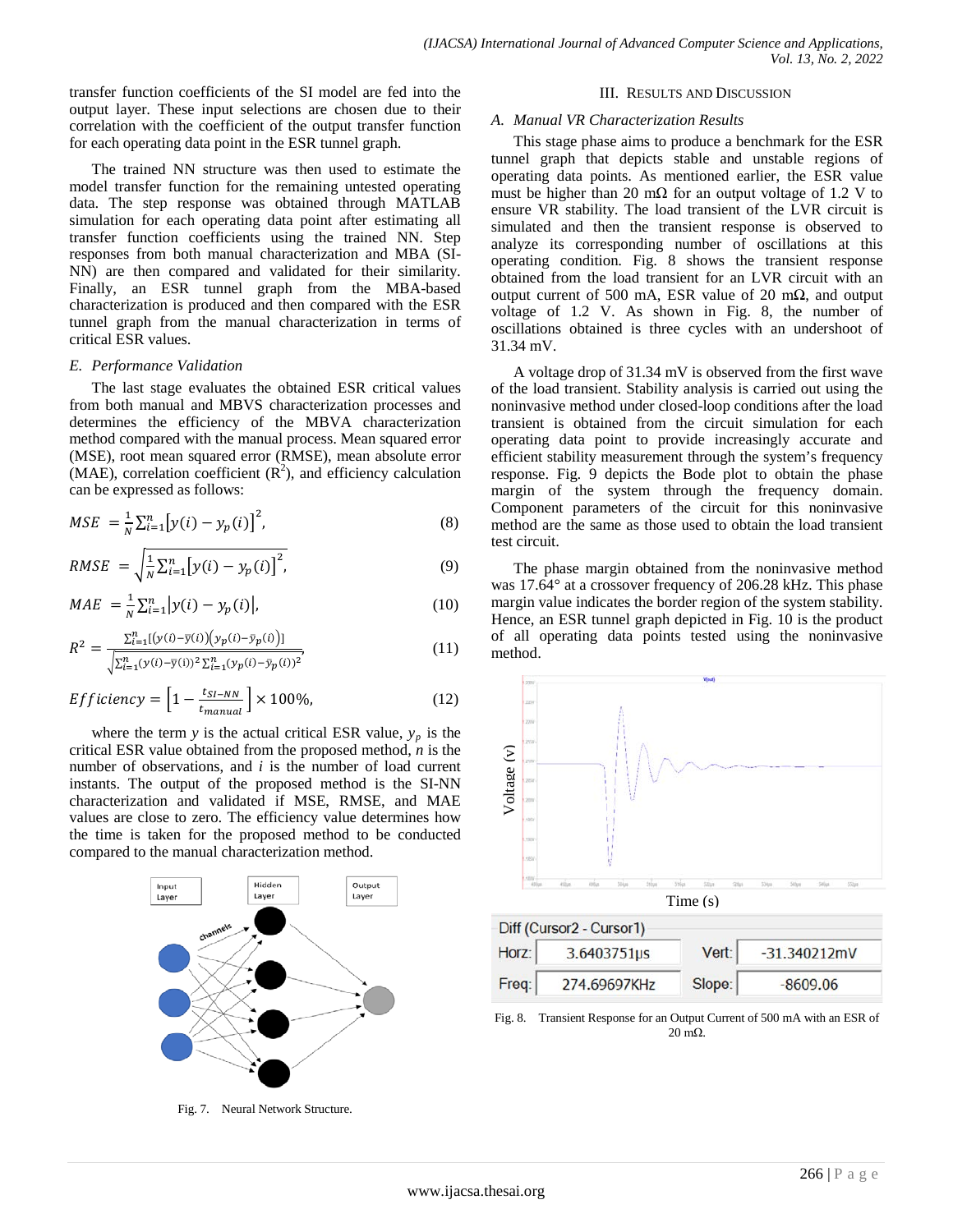transfer function coefficients of the SI model are fed into the output layer. These input selections are chosen due to their correlation with the coefficient of the output transfer function for each operating data point in the ESR tunnel graph.

The trained NN structure was then used to estimate the model transfer function for the remaining untested operating data. The step response was obtained through MATLAB simulation for each operating data point after estimating all transfer function coefficients using the trained NN. Step responses from both manual characterization and MBA (SI-NN) are then compared and validated for their similarity. Finally, an ESR tunnel graph from the MBA-based characterization is produced and then compared with the ESR tunnel graph from the manual characterization in terms of critical ESR values.

### *E. Performance Validation*

The last stage evaluates the obtained ESR critical values from both manual and MBVS characterization processes and determines the efficiency of the MBVA characterization method compared with the manual process. Mean squared error (MSE), root mean squared error (RMSE), mean absolute error (MAE), correlation coefficient ($R^2$), and efficiency calculation can be expressed as follows:

$$MSE = \frac{1}{N}\sum_{i=1}^{n}\left[y(i) - y_p(i)\right]^2, \tag{8}$$

$$RMSE = \sqrt{\frac{1}{N}\sum_{i=1}^{n}\left[y(i) - y_p(i)\right]^2}, \tag{9}$$

$$MAE = \frac{1}{N}\sum_{i=1}^{n}\left|y(i) - y_p(i)\right|, \tag{10}$$

$$R^2 = \frac{\sum_{i=1}^{n}[(y(i)-\bar{y}(i))(y_p(i)-\bar{y}_p(i))]}{\sqrt{\sum_{i=1}^{n}(y(i)-\bar{y}(i))^2\sum_{i=1}^{n}(y_p(i)-\bar{y}_p(i))^2}}, \tag{11}$$

$$Efficiency = \left[1 - \frac{t_{SI-NN}}{t_{manual}}\right] \times 100\%, \tag{12}$$

where the term $y$ is the actual critical ESR value, $y_p$ is the critical ESR value obtained from the proposed method, $n$ is the number of observations, and $i$ is the number of load current instants. The output of the proposed method is the SI-NN characterization and validated if MSE, RMSE, and MAE values are close to zero. The efficiency value determines how the time is taken for the proposed method to be conducted compared to the manual characterization method.

Fig. 7. Neural Network Structure.

## III. Results and Discussion

### *A. Manual VR Characterization Results*

This stage phase aims to produce a benchmark for the ESR tunnel graph that depicts stable and unstable regions of operating data points. As mentioned earlier, the ESR value must be higher than 20 mΩ for an output voltage of 1.2 V to ensure VR stability. The load transient of the LVR circuit is simulated and then the transient response is observed to analyze its corresponding number of oscillations at this operating condition. Fig. 8 shows the transient response obtained from the load transient for an LVR circuit with an output current of 500 mA, ESR value of 20 mΩ, and output voltage of 1.2 V. As shown in Fig. 8, the number of oscillations obtained is three cycles with an undershoot of 31.34 mV.

A voltage drop of 31.34 mV is observed from the first wave of the load transient. Stability analysis is carried out using the noninvasive method under closed-loop conditions after the load transient is obtained from the circuit simulation for each operating data point to provide increasingly accurate and efficient stability measurement through the system's frequency response. Fig. 9 depicts the Bode plot to obtain the phase margin of the system through the frequency domain. Component parameters of the circuit for this noninvasive method are the same as those used to obtain the load transient test circuit.

The phase margin obtained from the noninvasive method was 17.64° at a crossover frequency of 206.28 kHz. This phase margin value indicates the border region of the system stability. Hence, an ESR tunnel graph depicted in Fig. 10 is the product of all operating data points tested using the noninvasive method.

| Diff (Cursor2 - Cursor1) | | | |
|---|---|---|---|
| Horz: | 3.6403751µs | Vert: | -31.340212mV |
| Freq: | 274.69697KHz | Slope: | -8609.06 |

Fig. 8. Transient Response for an Output Current of 500 mA with an ESR of 20 mΩ.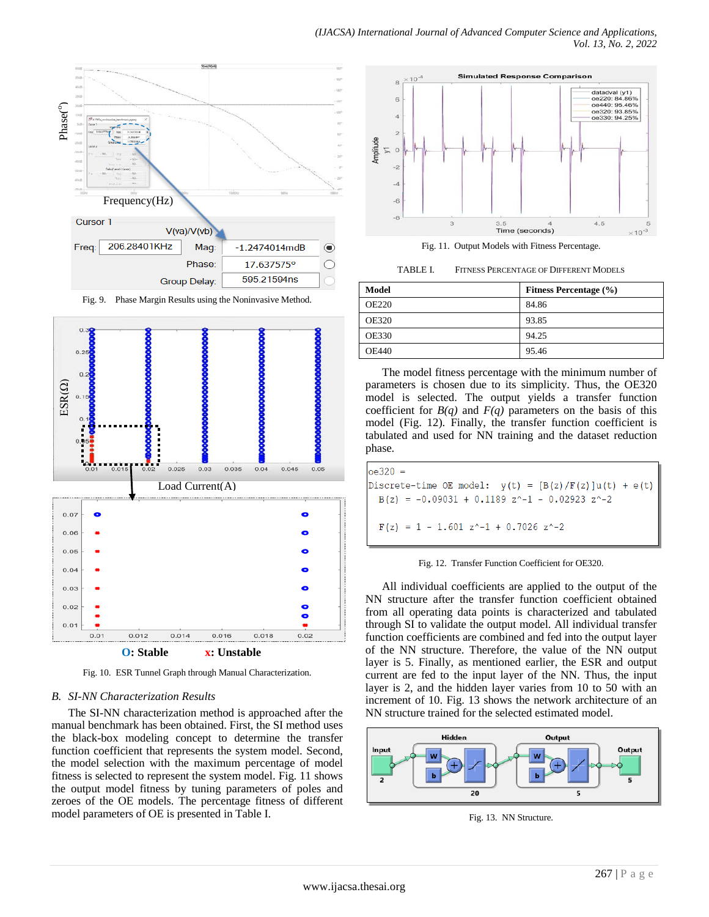Fig. 9. Phase Margin Results using the Noninvasive Method.

Fig. 10. ESR Tunnel Graph through Manual Characterization.

### B. SI-NN Characterization Results

The SI-NN characterization method is approached after the manual benchmark has been obtained. First, the SI method uses the black-box modeling concept to determine the transfer function coefficient that represents the system model. Second, the model selection with the maximum percentage of model fitness is selected to represent the system model. Fig. 11 shows the output model fitness by tuning parameters of poles and zeroes of the OE models. The percentage fitness of different model parameters of OE is presented in Table I.

Fig. 11. Output Models with Fitness Percentage.

TABLE I. FITNESS PERCENTAGE OF DIFFERENT MODELS

| Model | Fitness Percentage (%) |
|---|---|
| OE220 | 84.86 |
| OE320 | 93.85 |
| OE330 | 94.25 |
| OE440 | 95.46 |

The model fitness percentage with the minimum number of parameters is chosen due to its simplicity. Thus, the OE320 model is selected. The output yields a transfer function coefficient for $B(q)$ and $F(q)$ parameters on the basis of this model (Fig. 12). Finally, the transfer function coefficient is tabulated and used for NN training and the dataset reduction phase.

```
oe320 =
Discrete-time OE model:  y(t) = [B(z)/F(z)]u(t) + e(t)
  B(z) = -0.09031 + 0.1189 z^-1 - 0.02923 z^-2

  F(z) = 1 - 1.601 z^-1 + 0.7026 z^-2
```

Fig. 12. Transfer Function Coefficient for OE320.

All individual coefficients are applied to the output of the NN structure after the transfer function coefficient obtained from all operating data points is characterized and tabulated through SI to validate the output model. All individual transfer function coefficients are combined and fed into the output layer of the NN structure. Therefore, the value of the NN output layer is 5. Finally, as mentioned earlier, the ESR and output current are fed to the input layer of the NN. Thus, the input layer is 2, and the hidden layer varies from 10 to 50 with an increment of 10. Fig. 13 shows the network architecture of an NN structure trained for the selected estimated model.

Fig. 13. NN Structure.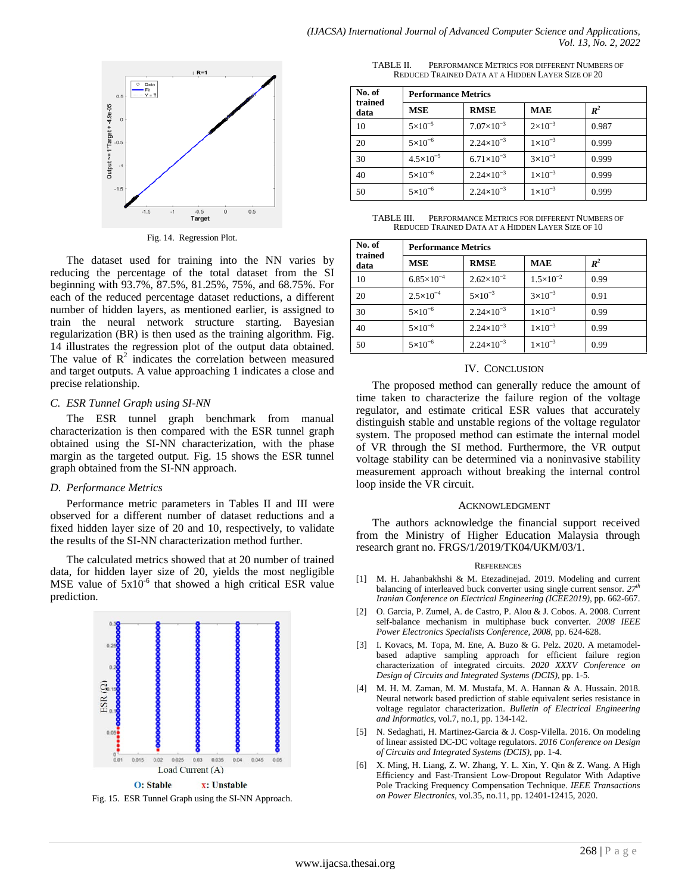Fig. 14. Regression Plot.

The dataset used for training into the NN varies by reducing the percentage of the total dataset from the SI beginning with 93.7%, 87.5%, 81.25%, 75%, and 68.75%. For each of the reduced percentage dataset reductions, a different number of hidden layers, as mentioned earlier, is assigned to train the neural network structure starting. Bayesian regularization (BR) is then used as the training algorithm. Fig. 14 illustrates the regression plot of the output data obtained. The value of $R^2$ indicates the correlation between measured and target outputs. A value approaching 1 indicates a close and precise relationship.

### C. ESR Tunnel Graph using SI-NN

The ESR tunnel graph benchmark from manual characterization is then compared with the ESR tunnel graph obtained using the SI-NN characterization, with the phase margin as the targeted output. Fig. 15 shows the ESR tunnel graph obtained from the SI-NN approach.

### D. Performance Metrics

Performance metric parameters in Tables II and III were observed for a different number of dataset reductions and a fixed hidden layer size of 20 and 10, respectively, to validate the results of the SI-NN characterization method further.

The calculated metrics showed that at 20 number of trained data, for hidden layer size of 20, yields the most negligible MSE value of $5\text{x}10^{-6}$ that showed a high critical ESR value prediction.

O: Stable x: Unstable

Fig. 15. ESR Tunnel Graph using the SI-NN Approach.

TABLE II. PERFORMANCE METRICS FOR DIFFERENT NUMBERS OF REDUCED TRAINED DATA AT A HIDDEN LAYER SIZE OF 20

| No. of trained data | Performance Metrics | | | |
|---|---|---|---|---|
| | **MSE** | **RMSE** | **MAE** | $R^2$ |
| 10 | $5\times10^{-5}$ | $7.07\times10^{-3}$ | $2\times10^{-3}$ | 0.987 |
| 20 | $5\times10^{-6}$ | $2.24\times10^{-3}$ | $1\times10^{-3}$ | 0.999 |
| 30 | $4.5\times10^{-5}$ | $6.71\times10^{-3}$ | $3\times10^{-3}$ | 0.999 |
| 40 | $5\times10^{-6}$ | $2.24\times10^{-3}$ | $1\times10^{-3}$ | 0.999 |
| 50 | $5\times10^{-6}$ | $2.24\times10^{-3}$ | $1\times10^{-3}$ | 0.999 |

TABLE III. PERFORMANCE METRICS FOR DIFFERENT NUMBERS OF REDUCED TRAINED DATA AT A HIDDEN LAYER SIZE OF 10

| No. of trained data | Performance Metrics | | | |
|---|---|---|---|---|
| | **MSE** | **RMSE** | **MAE** | $R^2$ |
| 10 | $6.85\times10^{-4}$ | $2.62\times10^{-2}$ | $1.5\times10^{-2}$ | 0.99 |
| 20 | $2.5\times10^{-4}$ | $5\times10^{-3}$ | $3\times10^{-3}$ | 0.91 |
| 30 | $5\times10^{-6}$ | $2.24\times10^{-3}$ | $1\times10^{-3}$ | 0.99 |
| 40 | $5\times10^{-6}$ | $2.24\times10^{-3}$ | $1\times10^{-3}$ | 0.99 |
| 50 | $5\times10^{-6}$ | $2.24\times10^{-3}$ | $1\times10^{-3}$ | 0.99 |

## IV. CONCLUSION

The proposed method can generally reduce the amount of time taken to characterize the failure region of the voltage regulator, and estimate critical ESR values that accurately distinguish stable and unstable regions of the voltage regulator system. The proposed method can estimate the internal model of VR through the SI method. Furthermore, the VR output voltage stability can be determined via a noninvasive stability measurement approach without breaking the internal control loop inside the VR circuit.

## ACKNOWLEDGMENT

The authors acknowledge the financial support received from the Ministry of Higher Education Malaysia through research grant no. FRGS/1/2019/TK04/UKM/03/1.

## REFERENCES

[1] M. H. Jahanbakhshi & M. Etezadinejad. 2019. Modeling and current balancing of interleaved buck converter using single current sensor. *27th Iranian Conference on Electrical Engineering (ICEE2019)*, pp. 662-667.

[2] O. Garcia, P. Zumel, A. de Castro, P. Alou & J. Cobos. A. 2008. Current self-balance mechanism in multiphase buck converter. *2008 IEEE Power Electronics Specialists Conference, 2008*, pp. 624-628.

[3] I. Kovacs, M. Topa, M. Ene, A. Buzo & G. Pelz. 2020. A metamodel-based adaptive sampling approach for efficient failure region characterization of integrated circuits. *2020 XXXV Conference on Design of Circuits and Integrated Systems (DCIS)*, pp. 1-5.

[4] M. H. M. Zaman, M. M. Mustafa, M. A. Hannan & A. Hussain. 2018. Neural network based prediction of stable equivalent series resistance in voltage regulator characterization. *Bulletin of Electrical Engineering and Informatics*, vol.7, no.1, pp. 134-142.

[5] N. Sedaghati, H. Martinez-Garcia & J. Cosp-Vilella. 2016. On modeling of linear assisted DC-DC voltage regulators. *2016 Conference on Design of Circuits and Integrated Systems (DCIS)*, pp. 1-4.

[6] X. Ming, H. Liang, Z. W. Zhang, Y. L. Xin, Y. Qin & Z. Wang. A High Efficiency and Fast-Transient Low-Dropout Regulator With Adaptive Pole Tracking Frequency Compensation Technique. *IEEE Transactions on Power Electronics*, vol.35, no.11, pp. 12401-12415, 2020.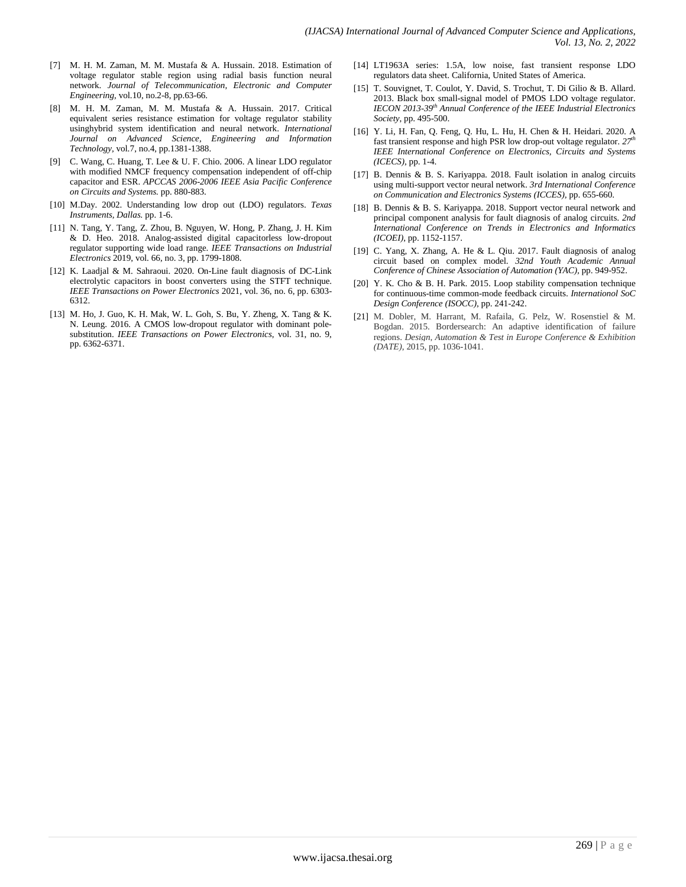[7] M. H. M. Zaman, M. M. Mustafa & A. Hussain. 2018. Estimation of voltage regulator stable region using radial basis function neural network. *Journal of Telecommunication, Electronic and Computer Engineering*, vol.10, no.2-8, pp.63-66.

[8] M. H. M. Zaman, M. M. Mustafa & A. Hussain. 2017. Critical equivalent series resistance estimation for voltage regulator stability usinghybrid system identification and neural network. *International Journal on Advanced Science, Engineering and Information Technology*, vol.7, no.4, pp.1381-1388.

[9] C. Wang, C. Huang, T. Lee & U. F. Chio. 2006. A linear LDO regulator with modified NMCF frequency compensation independent of off-chip capacitor and ESR. *APCCAS 2006-2006 IEEE Asia Pacific Conference on Circuits and Systems.* pp. 880-883.

[10] M.Day. 2002. Understanding low drop out (LDO) regulators. *Texas Instruments, Dallas.* pp. 1-6.

[11] N. Tang, Y. Tang, Z. Zhou, B. Nguyen, W. Hong, P. Zhang, J. H. Kim & D. Heo. 2018. Analog-assisted digital capacitorless low-dropout regulator supporting wide load range. *IEEE Transactions on Industrial Electronics* 2019, vol. 66, no. 3, pp. 1799-1808.

[12] K. Laadjal & M. Sahraoui. 2020. On-Line fault diagnosis of DC-Link electrolytic capacitors in boost converters using the STFT technique. *IEEE Transactions on Power Electronics* 2021, vol. 36, no. 6, pp. 6303-6312.

[13] M. Ho, J. Guo, K. H. Mak, W. L. Goh, S. Bu, Y. Zheng, X. Tang & K. N. Leung. 2016. A CMOS low-dropout regulator with dominant pole-substitution. *IEEE Transactions on Power Electronics*, vol. 31, no. 9, pp. 6362-6371.

[14] LT1963A series: 1.5A, low noise, fast transient response LDO regulators data sheet. California, United States of America.

[15] T. Souvignet, T. Coulot, Y. David, S. Trochut, T. Di Gilio & B. Allard. 2013. Black box small-signal model of PMOS LDO voltage regulator. *IECON 2013-39th Annual Conference of the IEEE Industrial Electronics Society*, pp. 495-500.

[16] Y. Li, H. Fan, Q. Feng, Q. Hu, L. Hu, H. Chen & H. Heidari. 2020. A fast transient response and high PSR low drop-out voltage regulator. *27th IEEE International Conference on Electronics, Circuits and Systems (ICECS)*, pp. 1-4.

[17] B. Dennis & B. S. Kariyappa. 2018. Fault isolation in analog circuits using multi-support vector neural network. *3rd International Conference on Communication and Electronics Systems (ICCES)*, pp. 655-660.

[18] B. Dennis & B. S. Kariyappa. 2018. Support vector neural network and principal component analysis for fault diagnosis of analog circuits. *2nd International Conference on Trends in Electronics and Informatics (ICOEI)*, pp. 1152-1157.

[19] C. Yang, X. Zhang, A. He & L. Qiu. 2017. Fault diagnosis of analog circuit based on complex model. *32nd Youth Academic Annual Conference of Chinese Association of Automation (YAC)*, pp. 949-952.

[20] Y. K. Cho & B. H. Park. 2015. Loop stability compensation technique for continuous-time common-mode feedback circuits. *Internationol SoC Design Conference (ISOCC)*, pp. 241-242.

[21] M. Dobler, M. Harrant, M. Rafaila, G. Pelz, W. Rosenstiel & M. Bogdan. 2015. Bordersearch: An adaptive identification of failure regions. *Design, Automation & Test in Europe Conference & Exhibition (DATE)*, 2015, pp. 1036-1041.